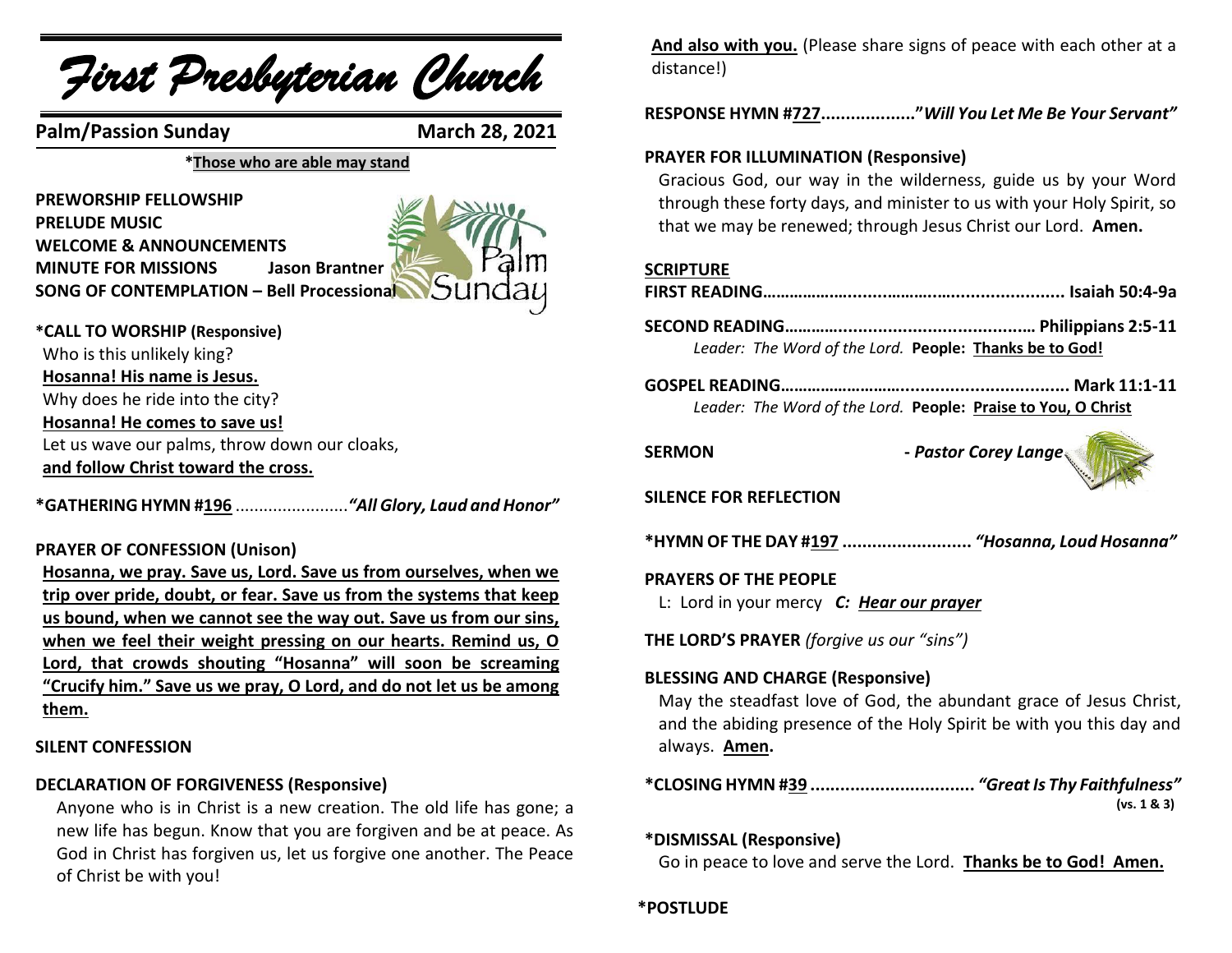# First Presbyterian Church

**Palm/Passion Sunday** **March 28, 2021**

***Those who are able may stand**

**PREWORSHIP FELLOWSHIP**
**PRELUDE MUSIC**
**WELCOME & ANNOUNCEMENTS**
**MINUTE FOR MISSIONS** **Jason Brantner**
**SONG OF CONTEMPLATION – Bell Processional**

**\*CALL TO WORSHIP (Responsive)**
Who is this unlikely king?
**Hosanna! His name is Jesus.**
Why does he ride into the city?
**Hosanna! He comes to save us!**
Let us wave our palms, throw down our cloaks,
**and follow Christ toward the cross.**

**\*GATHERING HYMN #196** ........................ ***"All Glory, Laud and Honor"***

**PRAYER OF CONFESSION (Unison)**
**Hosanna, we pray. Save us, Lord. Save us from ourselves, when we trip over pride, doubt, or fear. Save us from the systems that keep us bound, when we cannot see the way out. Save us from our sins, when we feel their weight pressing on our hearts. Remind us, O Lord, that crowds shouting "Hosanna" will soon be screaming "Crucify him." Save us we pray, O Lord, and do not let us be among them.**

**SILENT CONFESSION**

**DECLARATION OF FORGIVENESS (Responsive)**
Anyone who is in Christ is a new creation. The old life has gone; a new life has begun. Know that you are forgiven and be at peace. As God in Christ has forgiven us, let us forgive one another. The Peace of Christ be with you!

**And also with you.** (Please share signs of peace with each other at a distance!)

**RESPONSE HYMN #727**..................***"Will You Let Me Be Your Servant"***

**PRAYER FOR ILLUMINATION (Responsive)**
Gracious God, our way in the wilderness, guide us by your Word through these forty days, and minister to us with your Holy Spirit, so that we may be renewed; through Jesus Christ our Lord. **Amen.**

**SCRIPTURE**
**FIRST READING**................................................ **Isaiah 50:4-9a**

**SECOND READING**............................................ **Philippians 2:5-11**
*Leader: The Word of the Lord.* **People: Thanks be to God!**

**GOSPEL READING**............................................ **Mark 11:1-11**
*Leader: The Word of the Lord.* **People: Praise to You, O Christ**

**SERMON** ***- Pastor Corey Lange***

**SILENCE FOR REFLECTION**

**\*HYMN OF THE DAY #197** .......................... ***"Hosanna, Loud Hosanna"***

**PRAYERS OF THE PEOPLE**
L: Lord in your mercy ***C: Hear our prayer***

**THE LORD'S PRAYER** *(forgive us our "sins")*

**BLESSING AND CHARGE (Responsive)**
May the steadfast love of God, the abundant grace of Jesus Christ, and the abiding presence of the Holy Spirit be with you this day and always. **Amen.**

**\*CLOSING HYMN #39** ................................ ***"Great Is Thy Faithfulness"*** **(vs. 1 & 3)**

**\*DISMISSAL (Responsive)**
Go in peace to love and serve the Lord. **Thanks be to God! Amen.**

**\*POSTLUDE**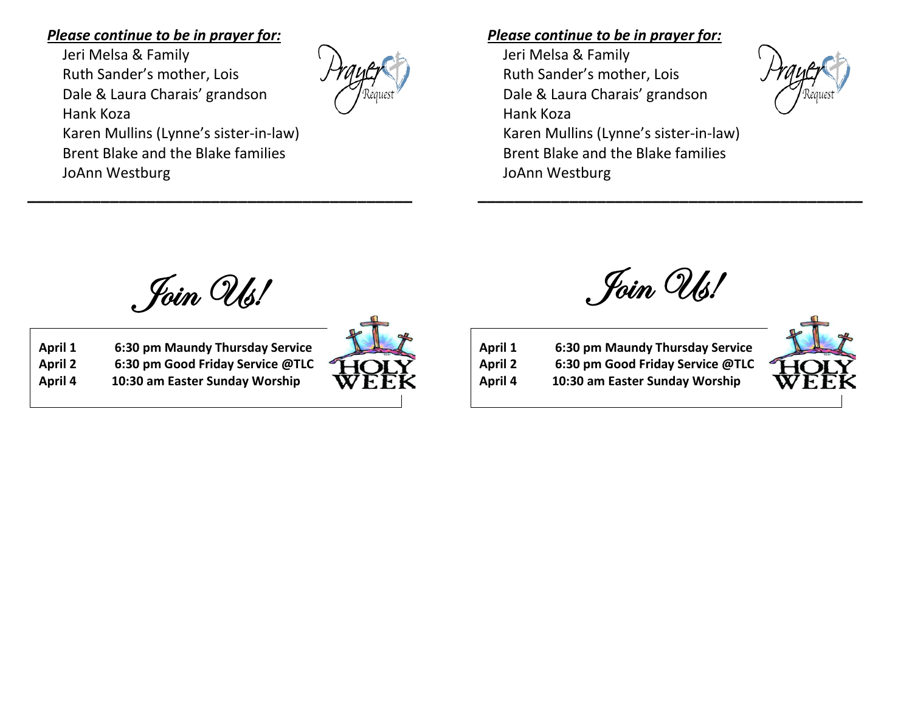***Please continue to be in prayer for:***

Jeri Melsa & Family
Ruth Sander's mother, Lois
Dale & Laura Charais' grandson
Hank Koza
Karen Mullins (Lynne's sister-in-law)
Brent Blake and the Blake families
JoAnn Westburg

---

*Join Us!*

**April 1** **6:30 pm Maundy Thursday Service**
**April 2** **6:30 pm Good Friday Service @TLC**
**April 4** **10:30 am Easter Sunday Worship**

***Please continue to be in prayer for:***

Jeri Melsa & Family
Ruth Sander's mother, Lois
Dale & Laura Charais' grandson
Hank Koza
Karen Mullins (Lynne's sister-in-law)
Brent Blake and the Blake families
JoAnn Westburg

---

*Join Us!*

**April 1** **6:30 pm Maundy Thursday Service**
**April 2** **6:30 pm Good Friday Service @TLC**
**April 4** **10:30 am Easter Sunday Worship**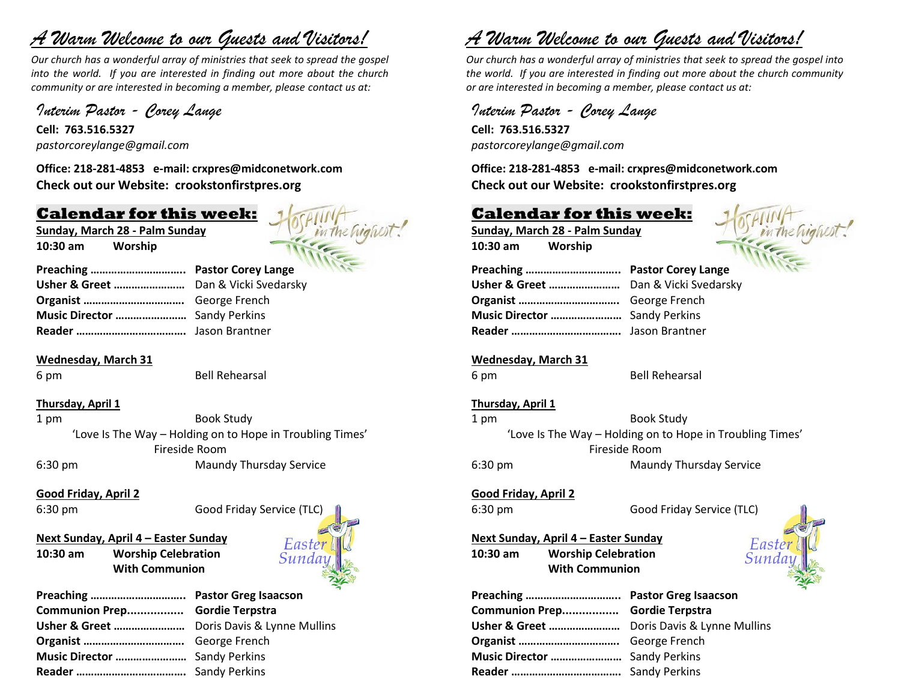# *A Warm Welcome to our Guests and Visitors!*

*Our church has a wonderful array of ministries that seek to spread the gospel into the world. If you are interested in finding out more about the church community or are interested in becoming a member, please contact us at:*

## *Interim Pastor - Corey Lange*

**Cell: 763.516.5327**
*pastorcoreylange@gmail.com*

**Office: 218-281-4853 e-mail: crxpres@midconetwork.com**
**Check out our Website: crookstonfirstpres.org**

## Calendar for this week:

**Sunday, March 28 - Palm Sunday**
**10:30 am Worship**

**Preaching ……………………………** **Pastor Corey Lange**
**Usher & Greet ……………………** Dan & Vicki Svedarsky
**Organist ……………………………** George French
**Music Director ……………………** Sandy Perkins
**Reader ………………………………** Jason Brantner

**Wednesday, March 31**
6 pm Bell Rehearsal

**Thursday, April 1**
1 pm Book Study
'Love Is The Way – Holding on to Hope in Troubling Times'
Fireside Room
6:30 pm Maundy Thursday Service

**Good Friday, April 2**
6:30 pm Good Friday Service (TLC)

**Next Sunday, April 4 – Easter Sunday**
**10:30 am Worship Celebration With Communion**

**Preaching ……………………………** **Pastor Greg Isaacson**
**Communion Prep.................** **Gordie Terpstra**
**Usher & Greet ……………………** Doris Davis & Lynne Mullins
**Organist ……………………………** George French
**Music Director ……………………** Sandy Perkins
**Reader ………………………………** Sandy Perkins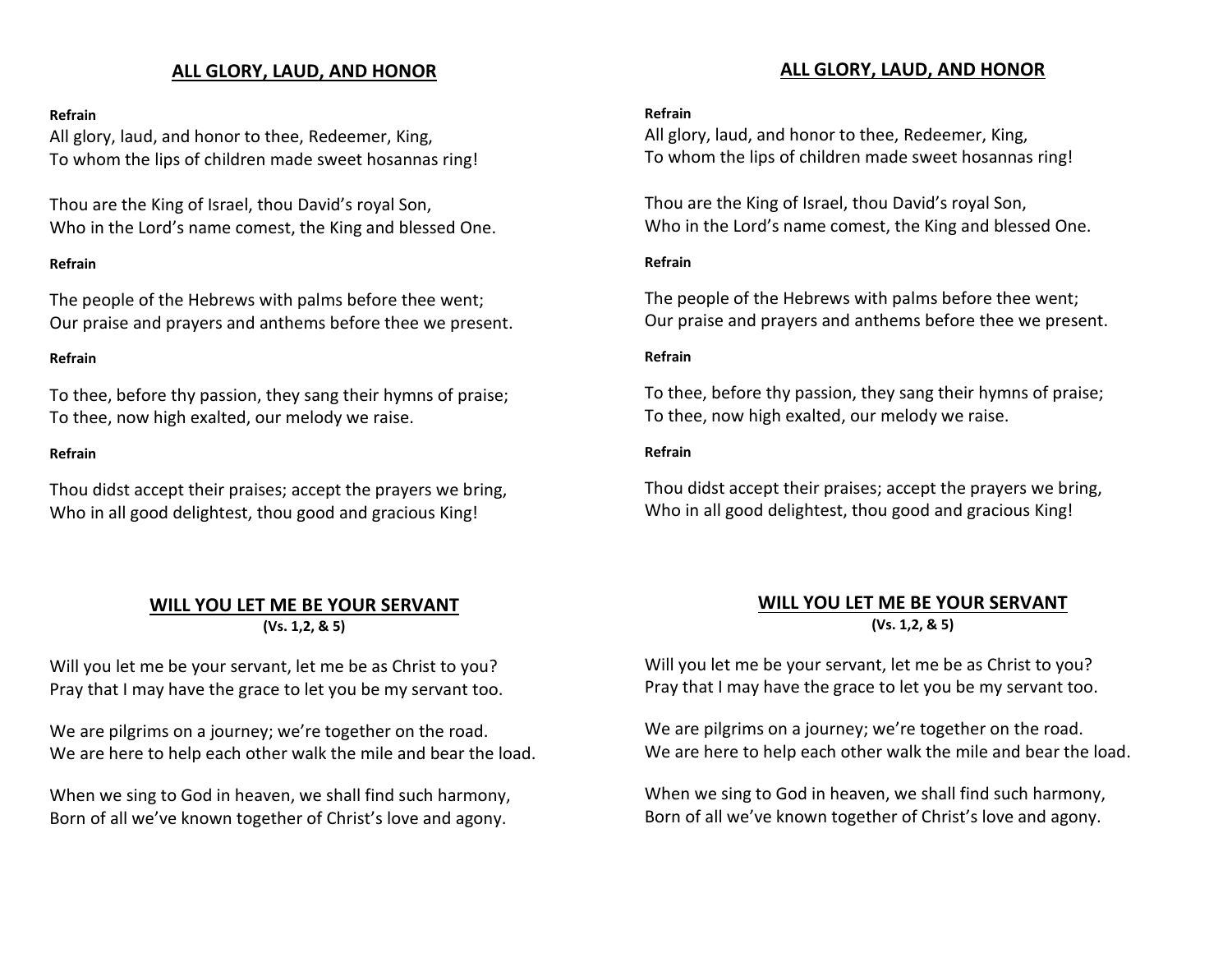## ALL GLORY, LAUD, AND HONOR

**Refrain**
All glory, laud, and honor to thee, Redeemer, King,
To whom the lips of children made sweet hosannas ring!

Thou are the King of Israel, thou David's royal Son,
Who in the Lord's name comest, the King and blessed One.

**Refrain**

The people of the Hebrews with palms before thee went;
Our praise and prayers and anthems before thee we present.

**Refrain**

To thee, before thy passion, they sang their hymns of praise;
To thee, now high exalted, our melody we raise.

**Refrain**

Thou didst accept their praises; accept the prayers we bring,
Who in all good delightest, thou good and gracious King!

## WILL YOU LET ME BE YOUR SERVANT

**(Vs. 1,2, & 5)**

Will you let me be your servant, let me be as Christ to you?
Pray that I may have the grace to let you be my servant too.

We are pilgrims on a journey; we're together on the road.
We are here to help each other walk the mile and bear the load.

When we sing to God in heaven, we shall find such harmony,
Born of all we've known together of Christ's love and agony.

## ALL GLORY, LAUD, AND HONOR

**Refrain**
All glory, laud, and honor to thee, Redeemer, King,
To whom the lips of children made sweet hosannas ring!

Thou are the King of Israel, thou David's royal Son,
Who in the Lord's name comest, the King and blessed One.

**Refrain**

The people of the Hebrews with palms before thee went;
Our praise and prayers and anthems before thee we present.

**Refrain**

To thee, before thy passion, they sang their hymns of praise;
To thee, now high exalted, our melody we raise.

**Refrain**

Thou didst accept their praises; accept the prayers we bring,
Who in all good delightest, thou good and gracious King!

## WILL YOU LET ME BE YOUR SERVANT

**(Vs. 1,2, & 5)**

Will you let me be your servant, let me be as Christ to you?
Pray that I may have the grace to let you be my servant too.

We are pilgrims on a journey; we're together on the road.
We are here to help each other walk the mile and bear the load.

When we sing to God in heaven, we shall find such harmony,
Born of all we've known together of Christ's love and agony.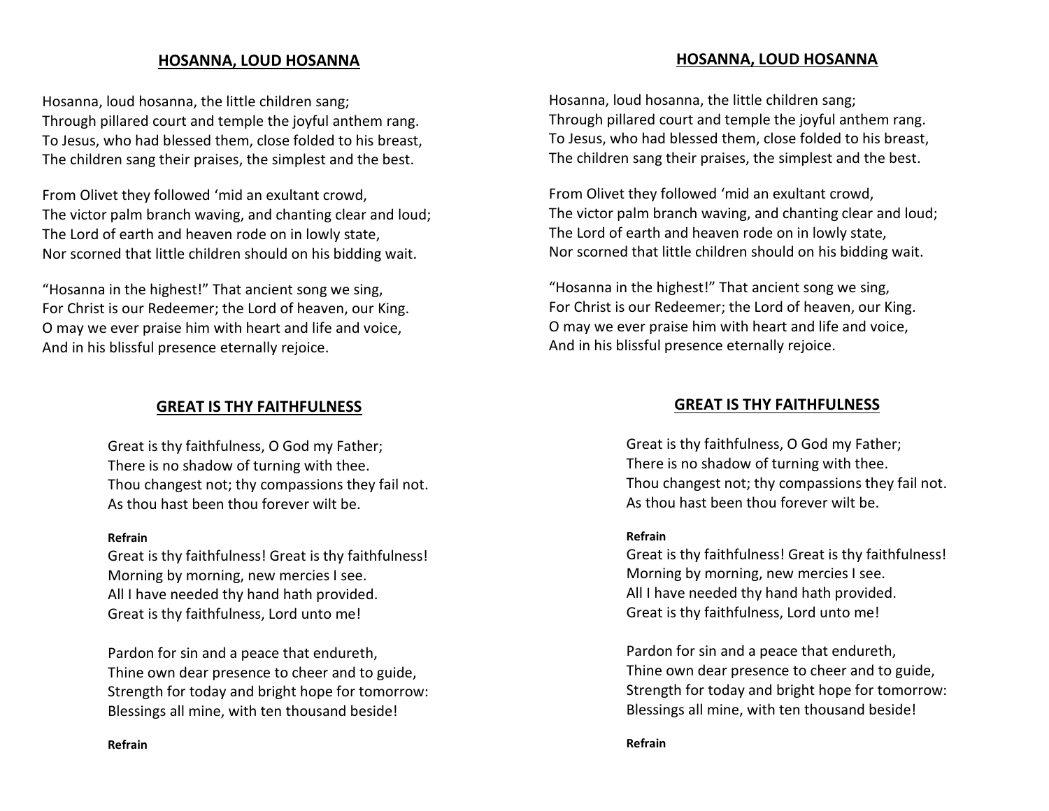## HOSANNA, LOUD HOSANNA

Hosanna, loud hosanna, the little children sang;
Through pillared court and temple the joyful anthem rang.
To Jesus, who had blessed them, close folded to his breast,
The children sang their praises, the simplest and the best.

From Olivet they followed 'mid an exultant crowd,
The victor palm branch waving, and chanting clear and loud;
The Lord of earth and heaven rode on in lowly state,
Nor scorned that little children should on his bidding wait.

"Hosanna in the highest!" That ancient song we sing,
For Christ is our Redeemer; the Lord of heaven, our King.
O may we ever praise him with heart and life and voice,
And in his blissful presence eternally rejoice.

## GREAT IS THY FAITHFULNESS

Great is thy faithfulness, O God my Father;
There is no shadow of turning with thee.
Thou changest not; thy compassions they fail not.
As thou hast been thou forever wilt be.

**Refrain**
Great is thy faithfulness! Great is thy faithfulness!
Morning by morning, new mercies I see.
All I have needed thy hand hath provided.
Great is thy faithfulness, Lord unto me!

Pardon for sin and a peace that endureth,
Thine own dear presence to cheer and to guide,
Strength for today and bright hope for tomorrow:
Blessings all mine, with ten thousand beside!

**Refrain**

## HOSANNA, LOUD HOSANNA

Hosanna, loud hosanna, the little children sang;
Through pillared court and temple the joyful anthem rang.
To Jesus, who had blessed them, close folded to his breast,
The children sang their praises, the simplest and the best.

From Olivet they followed 'mid an exultant crowd,
The victor palm branch waving, and chanting clear and loud;
The Lord of earth and heaven rode on in lowly state,
Nor scorned that little children should on his bidding wait.

"Hosanna in the highest!" That ancient song we sing,
For Christ is our Redeemer; the Lord of heaven, our King.
O may we ever praise him with heart and life and voice,
And in his blissful presence eternally rejoice.

## GREAT IS THY FAITHFULNESS

Great is thy faithfulness, O God my Father;
There is no shadow of turning with thee.
Thou changest not; thy compassions they fail not.
As thou hast been thou forever wilt be.

**Refrain**
Great is thy faithfulness! Great is thy faithfulness!
Morning by morning, new mercies I see.
All I have needed thy hand hath provided.
Great is thy faithfulness, Lord unto me!

Pardon for sin and a peace that endureth,
Thine own dear presence to cheer and to guide,
Strength for today and bright hope for tomorrow:
Blessings all mine, with ten thousand beside!

**Refrain**